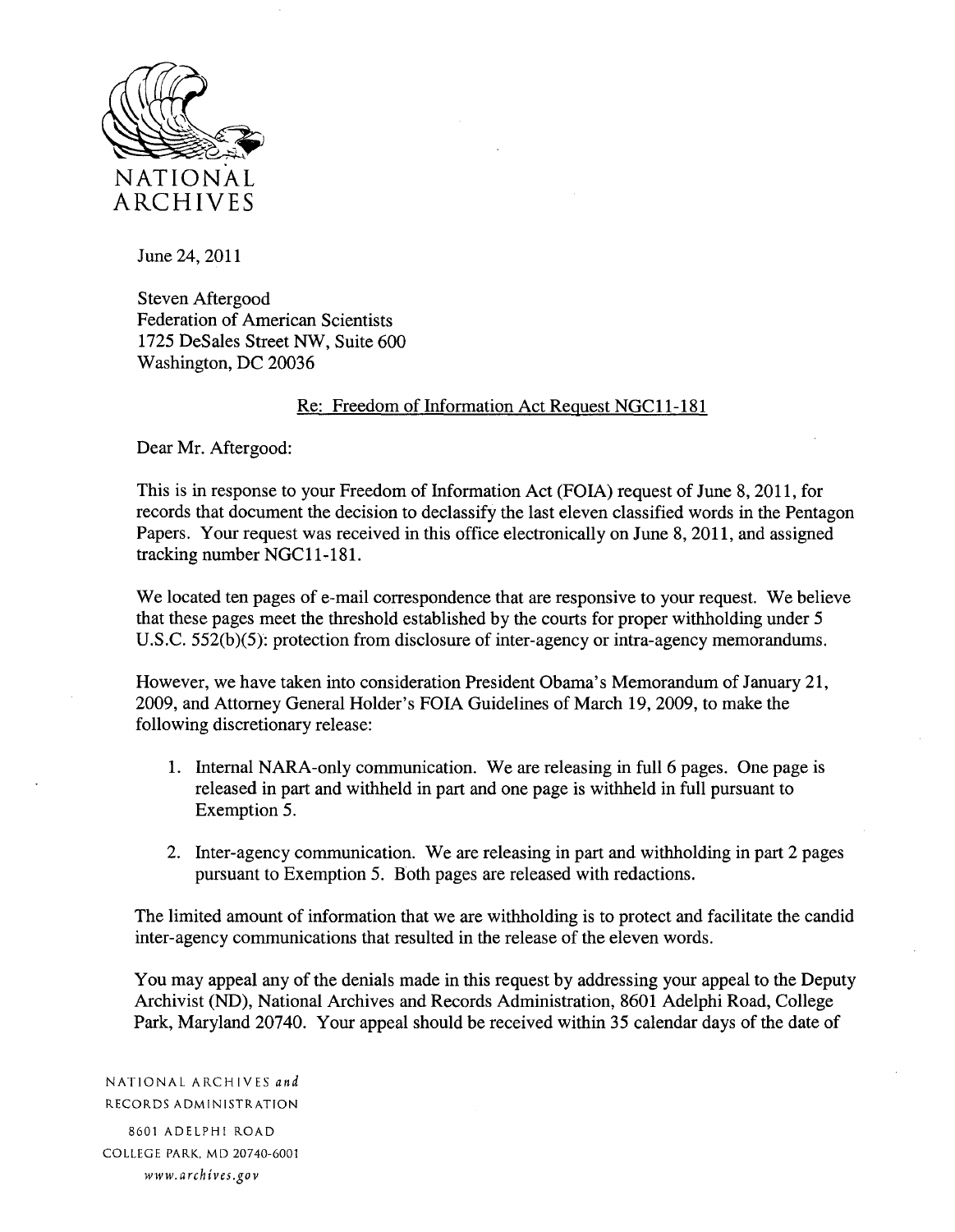NATIONAL ARCHIVES

June 24, 2011

Steven Aftergood
Federation of American Scientists
1725 DeSales Street NW, Suite 600
Washington, DC 20036

Re: Freedom of Information Act Request NGC11-181

Dear Mr. Aftergood:

This is in response to your Freedom of Information Act (FOIA) request of June 8, 2011, for records that document the decision to declassify the last eleven classified words in the Pentagon Papers. Your request was received in this office electronically on June 8, 2011, and assigned tracking number NGC11-181.

We located ten pages of e-mail correspondence that are responsive to your request. We believe that these pages meet the threshold established by the courts for proper withholding under 5 U.S.C. 552(b)(5): protection from disclosure of inter-agency or intra-agency memorandums.

However, we have taken into consideration President Obama's Memorandum of January 21, 2009, and Attorney General Holder's FOIA Guidelines of March 19, 2009, to make the following discretionary release:

1. Internal NARA-only communication. We are releasing in full 6 pages. One page is released in part and withheld in part and one page is withheld in full pursuant to Exemption 5.

2. Inter-agency communication. We are releasing in part and withholding in part 2 pages pursuant to Exemption 5. Both pages are released with redactions.

The limited amount of information that we are withholding is to protect and facilitate the candid inter-agency communications that resulted in the release of the eleven words.

You may appeal any of the denials made in this request by addressing your appeal to the Deputy Archivist (ND), National Archives and Records Administration, 8601 Adelphi Road, College Park, Maryland 20740. Your appeal should be received within 35 calendar days of the date of

NATIONAL ARCHIVES *and*
RECORDS ADMINISTRATION
8601 ADELPHI ROAD
COLLEGE PARK, MD 20740-6001
*www.archives.gov*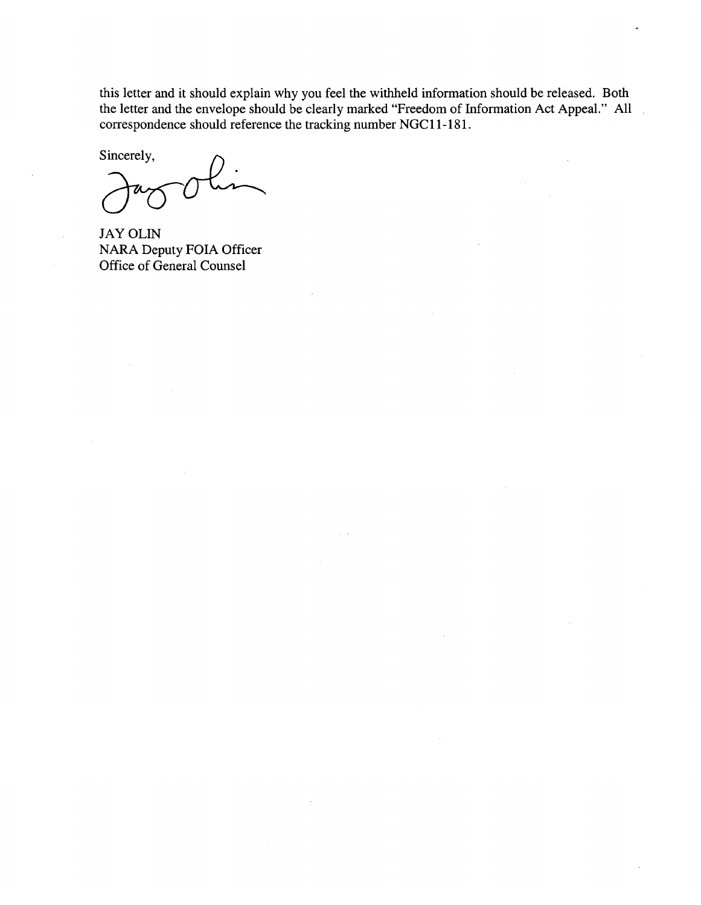this letter and it should explain why you feel the withheld information should be released. Both the letter and the envelope should be clearly marked "Freedom of Information Act Appeal." All correspondence should reference the tracking number NGC11-181.

Sincerely,

JAY OLIN
NARA Deputy FOIA Officer
Office of General Counsel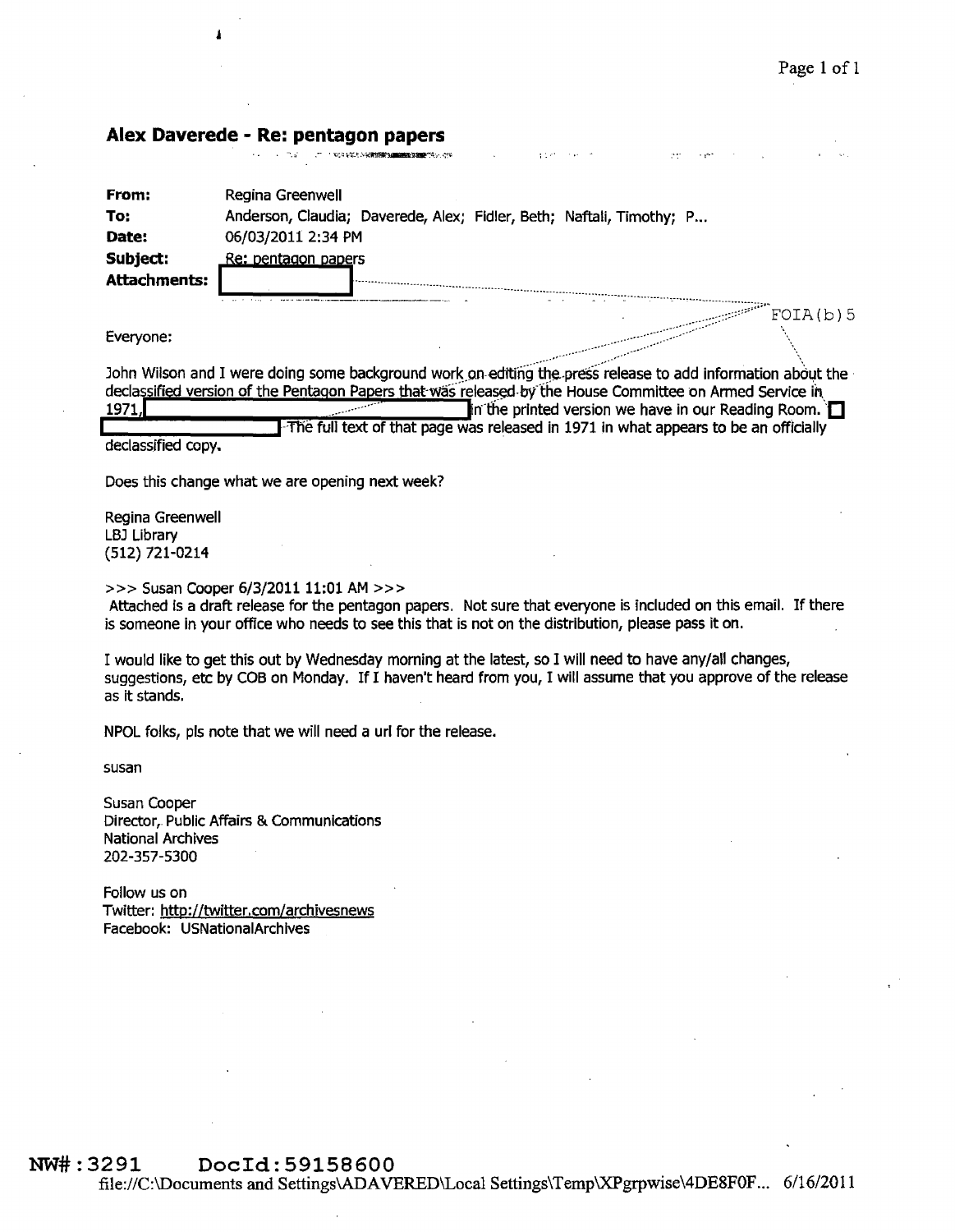## Alex Daverede - Re: pentagon papers

**From:** Regina Greenwell
**To:** Anderson, Claudia; Daverede, Alex; Fidler, Beth; Naftali, Timothy; P...
**Date:** 06/03/2011 2:34 PM
**Subject:** Re: pentagon papers
**Attachments:** [redacted]

FOIA(b)5

Everyone:

John Wilson and I were doing some background work on editing the press release to add information about the declassified version of the Pentagon Papers that was released by the House Committee on Armed Service in 1971, [redacted] in the printed version we have in our Reading Room. [redacted] The full text of that page was released in 1971 in what appears to be an officially declassified copy.

Does this change what we are opening next week?

Regina Greenwell
LBJ Library
(512) 721-0214

>>> Susan Cooper 6/3/2011 11:01 AM >>>
Attached is a draft release for the pentagon papers. Not sure that everyone is included on this email. If there is someone in your office who needs to see this that is not on the distribution, please pass it on.

I would like to get this out by Wednesday morning at the latest, so I will need to have any/all changes, suggestions, etc by COB on Monday. If I haven't heard from you, I will assume that you approve of the release as it stands.

NPOL folks, pls note that we will need a url for the release.

susan

Susan Cooper
Director, Public Affairs & Communications
National Archives
202-357-5300

Follow us on
Twitter: http://twitter.com/archivesnews
Facebook: USNationalArchives

NW#:3291 DocId:59158600
file://C:\Documents and Settings\ADAVERED\Local Settings\Temp\XPgrpwise\4DE8F0F... 6/16/2011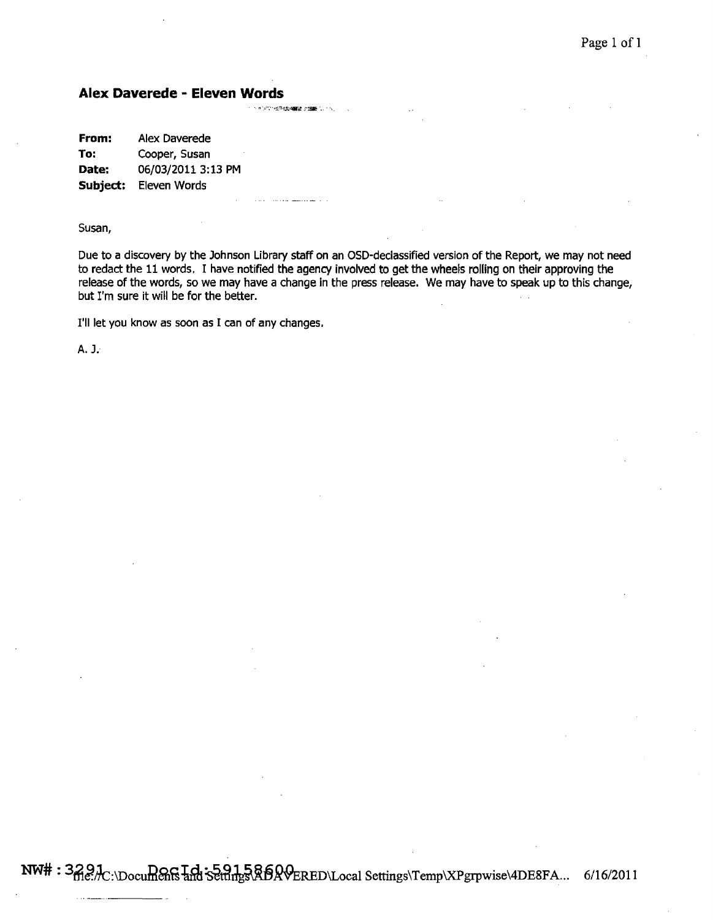## Alex Daverede - Eleven Words

| | |
|---|---|
| **From:** | Alex Daverede |
| **To:** | Cooper, Susan |
| **Date:** | 06/03/2011 3:13 PM |
| **Subject:** | Eleven Words |

Susan,

Due to a discovery by the Johnson Library staff on an OSD-declassified version of the Report, we may not need to redact the 11 words. I have notified the agency involved to get the wheels rolling on their approving the release of the words, so we may have a change in the press release. We may have to speak up to this change, but I'm sure it will be for the better.

I'll let you know as soon as I can of any changes.

A. J.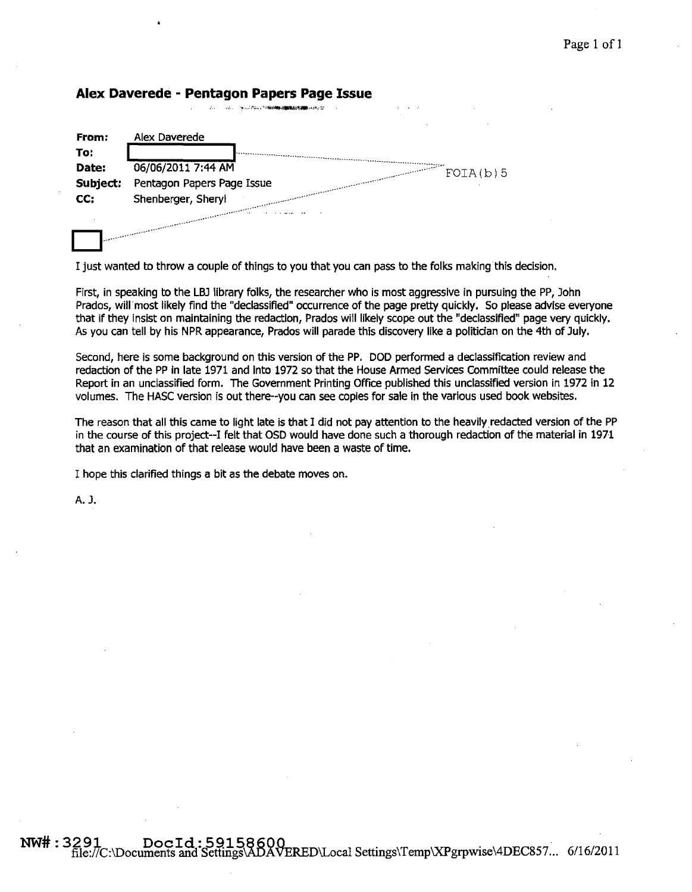## Alex Daverede - Pentagon Papers Page Issue

| | |
|---|---|
| **From:** | Alex Daverede |
| **To:** | [redacted] |
| **Date:** | 06/06/2011 7:44 AM |
| **Subject:** | Pentagon Papers Page Issue |
| **CC:** | Shenberger, Sheryl |

FOIA(b)5

[redacted]

I just wanted to throw a couple of things to you that you can pass to the folks making this decision.

First, in speaking to the LBJ library folks, the researcher who is most aggressive in pursuing the PP, John Prados, will most likely find the "declassified" occurrence of the page pretty quickly. So please advise everyone that if they insist on maintaining the redaction, Prados will likely scope out the "declassified" page very quickly. As you can tell by his NPR appearance, Prados will parade this discovery like a politician on the 4th of July.

Second, here is some background on this version of the PP. DOD performed a declassification review and redaction of the PP in late 1971 and into 1972 so that the House Armed Services Committee could release the Report in an unclassified form. The Government Printing Office published this unclassified version in 1972 in 12 volumes. The HASC version is out there--you can see copies for sale in the various used book websites.

The reason that all this came to light late is that I did not pay attention to the heavily redacted version of the PP in the course of this project--I felt that OSD would have done such a thorough redaction of the material in 1971 that an examination of that release would have been a waste of time.

I hope this clarified things a bit as the debate moves on.

A. J.

NW#: 3291 DocId: 59158600

file://C:\Documents and Settings\ADAVERED\Local Settings\Temp\XPgrpwise\4DEC857... 6/16/2011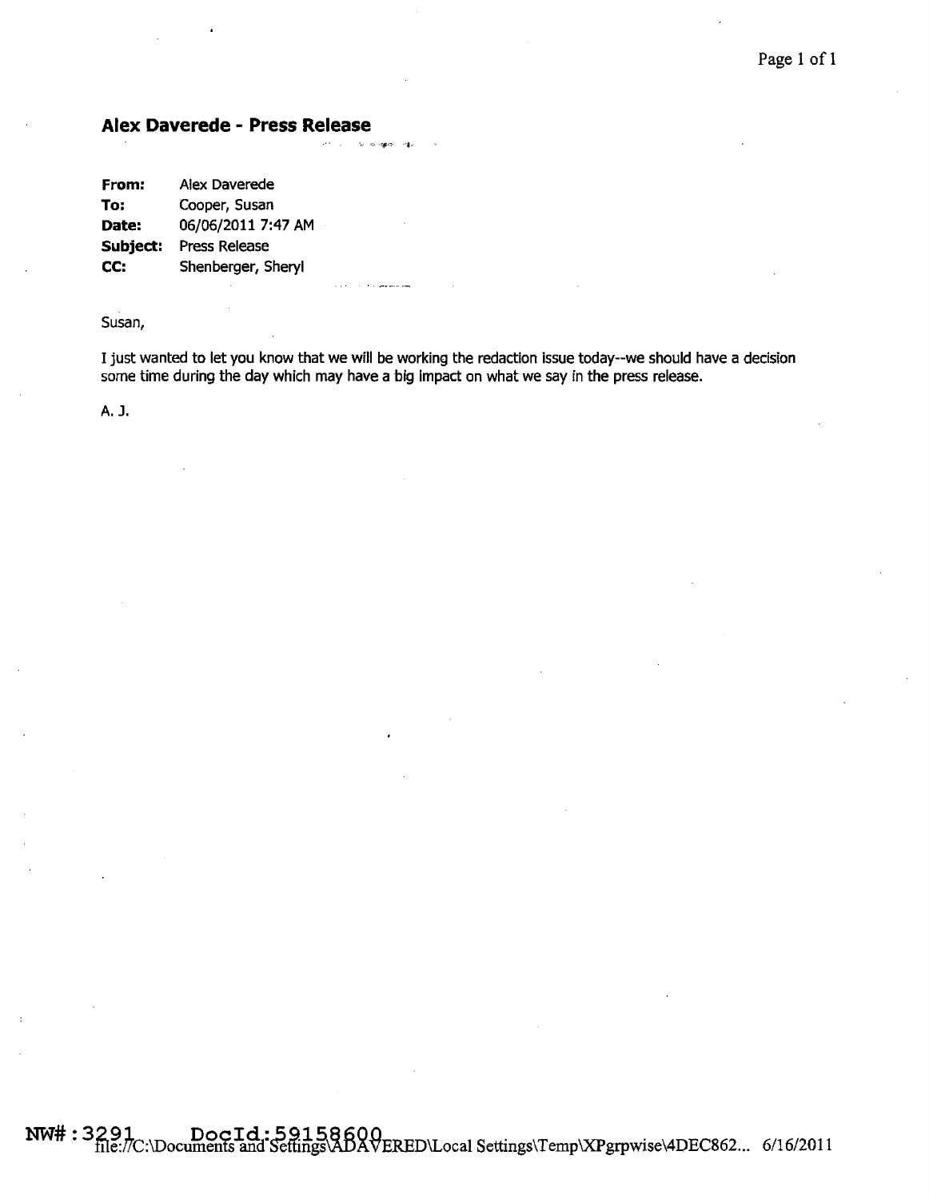## Alex Daverede - Press Release

| | |
|---|---|
| **From:** | Alex Daverede |
| **To:** | Cooper, Susan |
| **Date:** | 06/06/2011 7:47 AM |
| **Subject:** | Press Release |
| **CC:** | Shenberger, Sheryl |

Susan,

I just wanted to let you know that we will be working the redaction issue today--we should have a decision some time during the day which may have a big impact on what we say in the press release.

A. J.

NW# : 3291 DocId: 59158600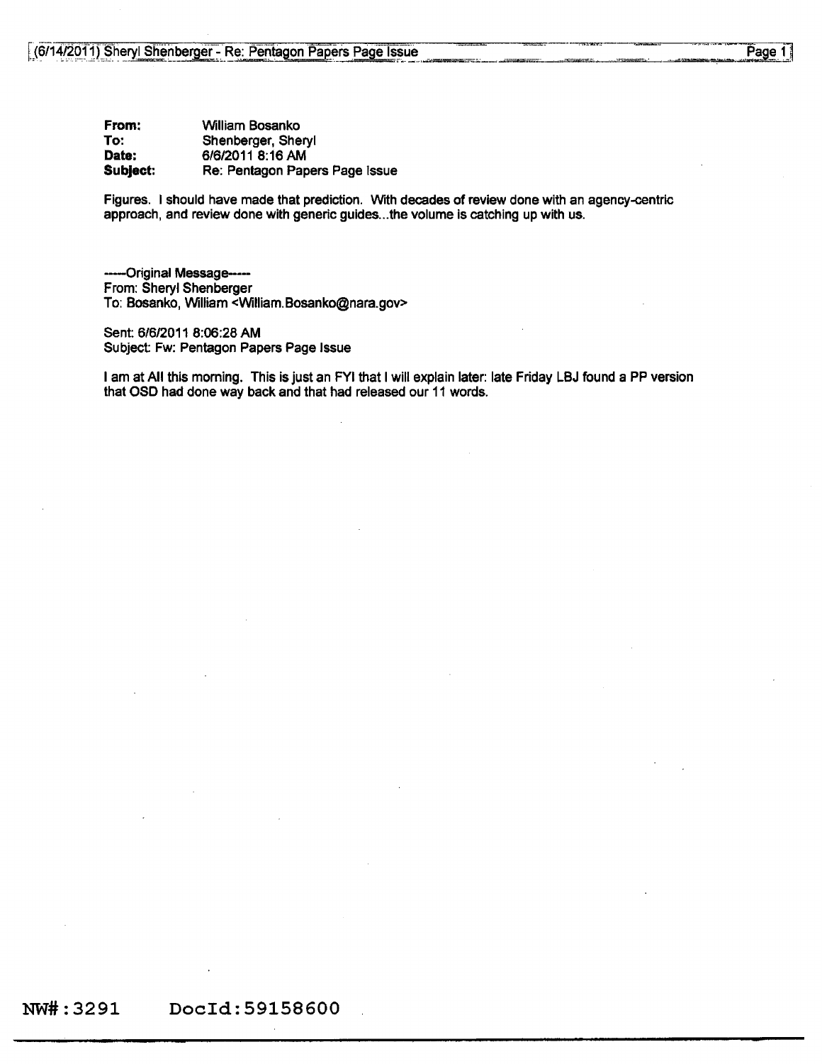**From:** William Bosanko
**To:** Shenberger, Sheryl
**Date:** 6/6/2011 8:16 AM
**Subject:** Re: Pentagon Papers Page Issue

Figures. I should have made that prediction. With decades of review done with an agency-centric approach, and review done with generic guides...the volume is catching up with us.

-----Original Message-----
From: Sheryl Shenberger
To: Bosanko, William <William.Bosanko@nara.gov>

Sent: 6/6/2011 8:06:28 AM
Subject: Fw: Pentagon Papers Page Issue

I am at AII this morning. This is just an FYI that I will explain later: late Friday LBJ found a PP version that OSD had done way back and that had released our 11 words.

NW#:3291 DocId:59158600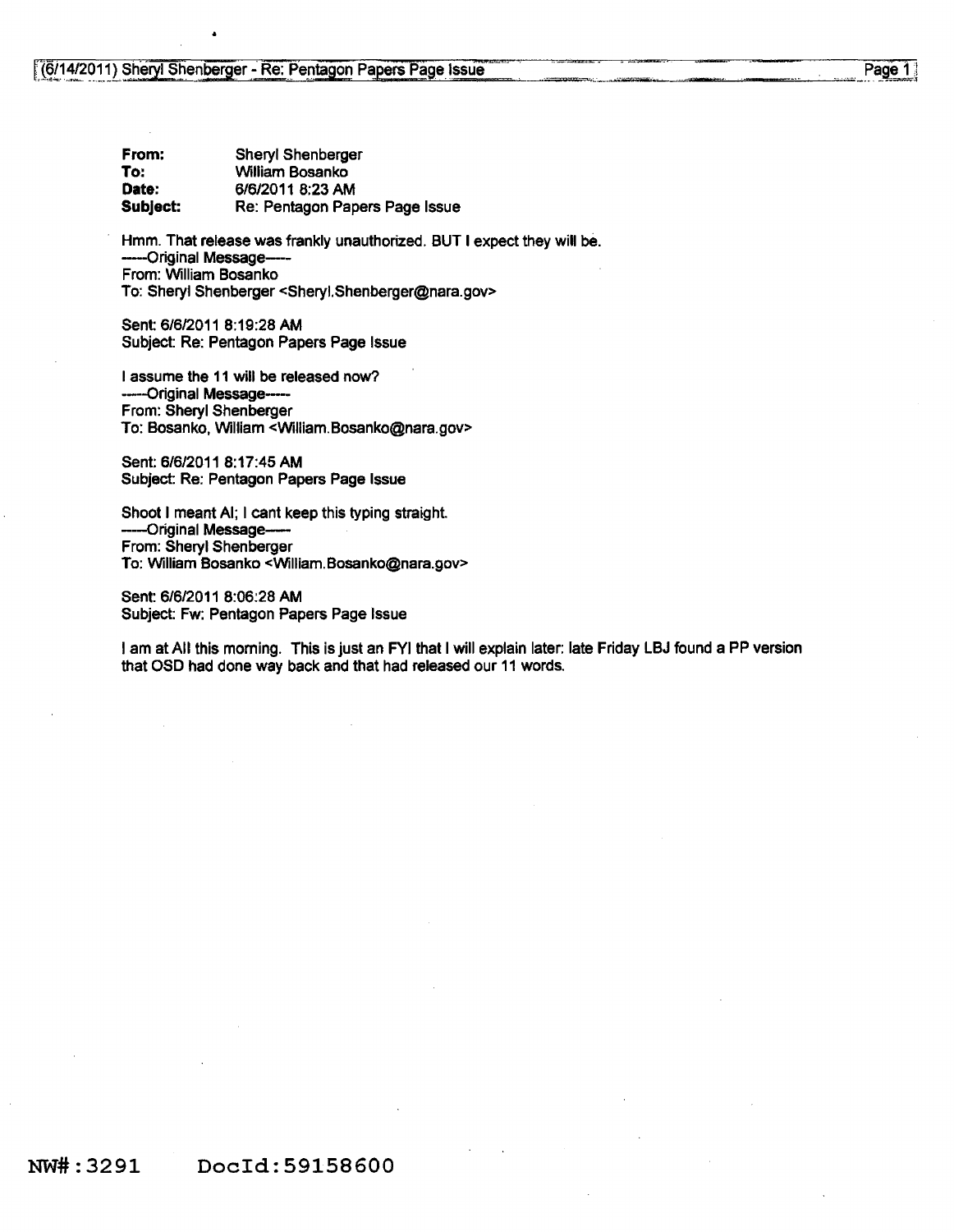**From:** Sheryl Shenberger
**To:** William Bosanko
**Date:** 6/6/2011 8:23 AM
**Subject:** Re: Pentagon Papers Page Issue

Hmm. That release was frankly unauthorized. BUT I expect they will be.

-----Original Message-----
From: William Bosanko
To: Sheryl Shenberger <Sheryl.Shenberger@nara.gov>

Sent: 6/6/2011 8:19:28 AM
Subject: Re: Pentagon Papers Page Issue

I assume the 11 will be released now?

-----Original Message-----
From: Sheryl Shenberger
To: Bosanko, William <William.Bosanko@nara.gov>

Sent: 6/6/2011 8:17:45 AM
Subject: Re: Pentagon Papers Page Issue

Shoot I meant AI; I cant keep this typing straight.

-----Original Message-----
From: Sheryl Shenberger
To: William Bosanko <William.Bosanko@nara.gov>

Sent: 6/6/2011 8:06:28 AM
Subject: Fw: Pentagon Papers Page Issue

I am at AII this morning. This is just an FYI that I will explain later: late Friday LBJ found a PP version that OSD had done way back and that had released our 11 words.

NW#:3291 DocId:59158600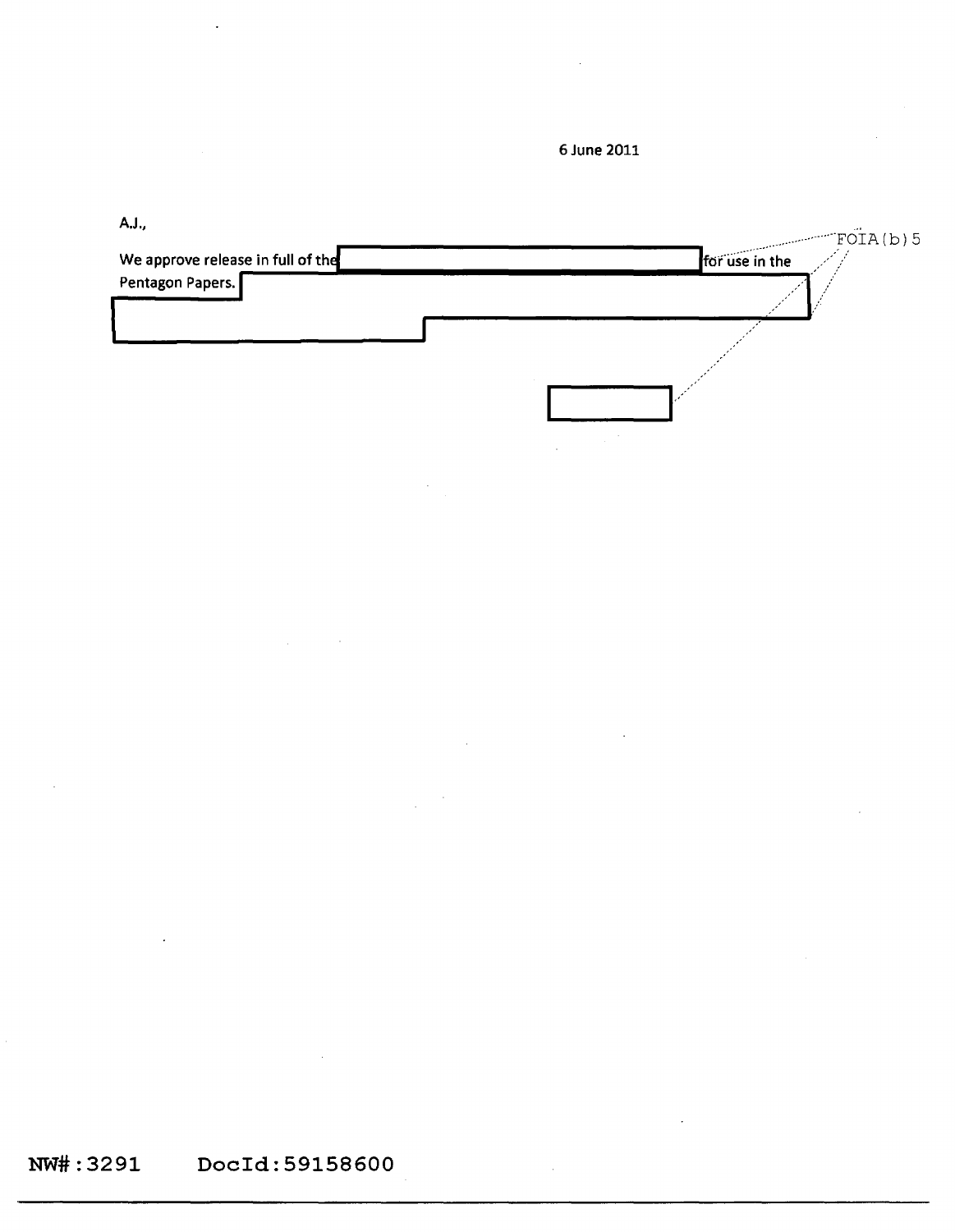6 June 2011

A.J.,

We approve release in full of the [REDACTED] for use in the Pentagon Papers. [REDACTED]

[REDACTED]

FOIA(b)5

NW#:3291 DocId:59158600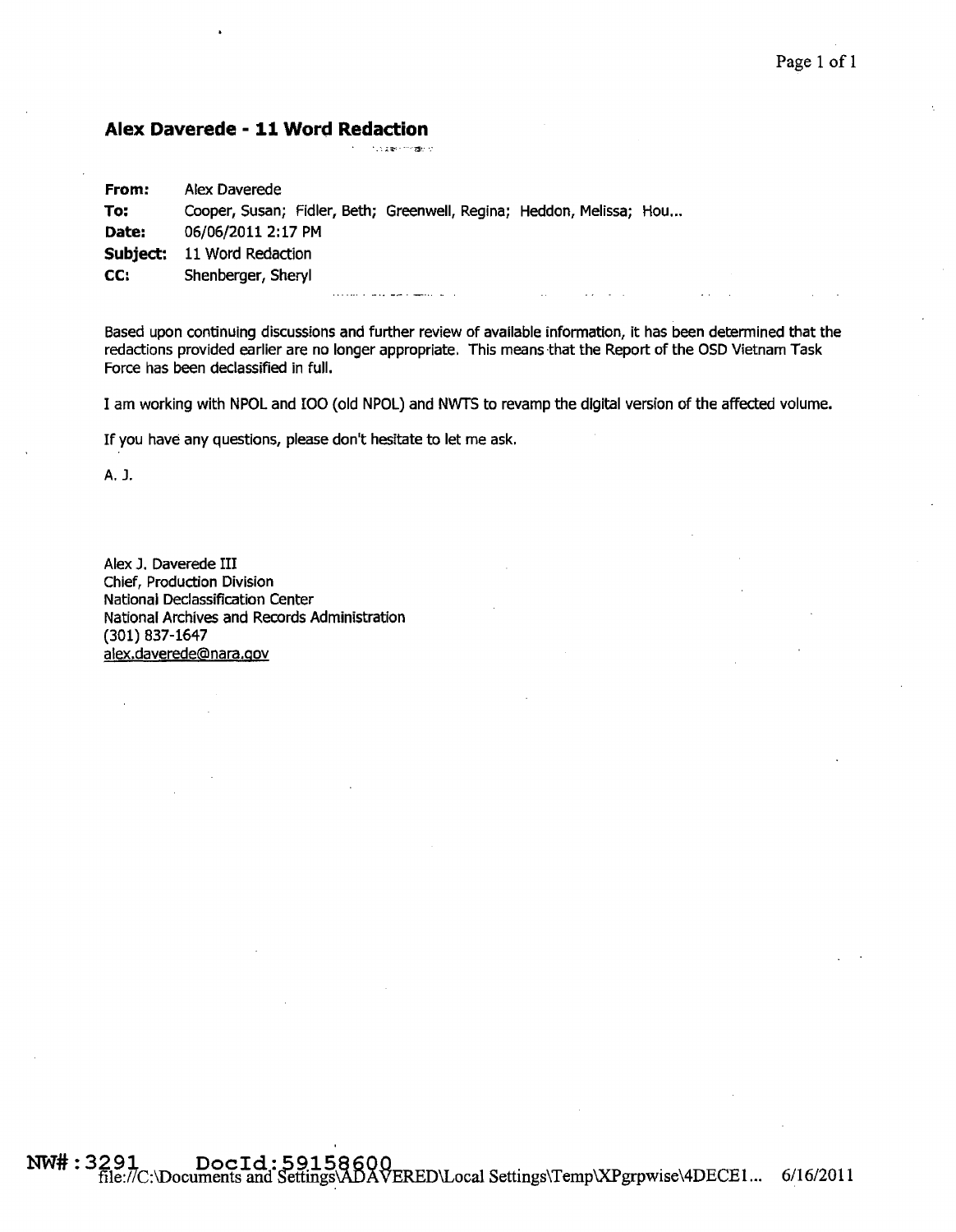## Alex Daverede - 11 Word Redaction

| | |
|---|---|
| **From:** | Alex Daverede |
| **To:** | Cooper, Susan; Fidler, Beth; Greenwell, Regina; Heddon, Melissa; Hou... |
| **Date:** | 06/06/2011 2:17 PM |
| **Subject:** | 11 Word Redaction |
| **CC:** | Shenberger, Sheryl |

Based upon continuing discussions and further review of available information, it has been determined that the redactions provided earlier are no longer appropriate. This means that the Report of the OSD Vietnam Task Force has been declassified in full.

I am working with NPOL and IOO (old NPOL) and NWTS to revamp the digital version of the affected volume.

If you have any questions, please don't hesitate to let me ask.

A. J.

Alex J. Daverede III
Chief, Production Division
National Declassification Center
National Archives and Records Administration
(301) 837-1647
alex.daverede@nara.gov

NW#: 3291 DocId: 59158600
file://C:\Documents and Settings\ADAVERED\Local Settings\Temp\XPgrpwise\4DECE1... 6/16/2011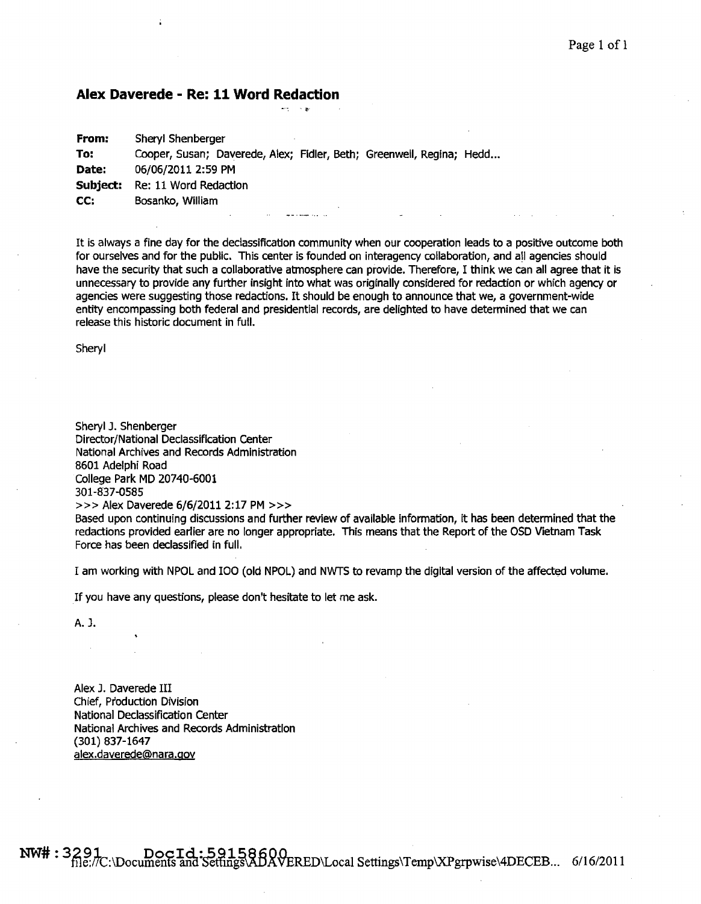## Alex Daverede - Re: 11 Word Redaction

**From:** Sheryl Shenberger
**To:** Cooper, Susan; Daverede, Alex; Fidler, Beth; Greenwell, Regina; Hedd...
**Date:** 06/06/2011 2:59 PM
**Subject:** Re: 11 Word Redaction
**CC:** Bosanko, William

It is always a fine day for the declassification community when our cooperation leads to a positive outcome both for ourselves and for the public. This center is founded on interagency collaboration, and all agencies should have the security that such a collaborative atmosphere can provide. Therefore, I think we can all agree that it is unnecessary to provide any further insight into what was originally considered for redaction or which agency or agencies were suggesting those redactions. It should be enough to announce that we, a government-wide entity encompassing both federal and presidential records, are delighted to have determined that we can release this historic document in full.

Sheryl

Sheryl J. Shenberger
Director/National Declassification Center
National Archives and Records Administration
8601 Adelphi Road
College Park MD 20740-6001
301-837-0585
>>> Alex Daverede 6/6/2011 2:17 PM >>>
Based upon continuing discussions and further review of available information, it has been determined that the redactions provided earlier are no longer appropriate. This means that the Report of the OSD Vietnam Task Force has been declassified in full.

I am working with NPOL and IOO (old NPOL) and NWTS to revamp the digital version of the affected volume.

If you have any questions, please don't hesitate to let me ask.

A. J.

Alex J. Daverede III
Chief, Production Division
National Declassification Center
National Archives and Records Administration
(301) 837-1647
alex.daverede@nara.gov

NW# : 3291 DocId: 59158600
file:///C:\Documents and Settings\ADAVERED\Local Settings\Temp\XPgrpwise\4DECEB... 6/16/2011